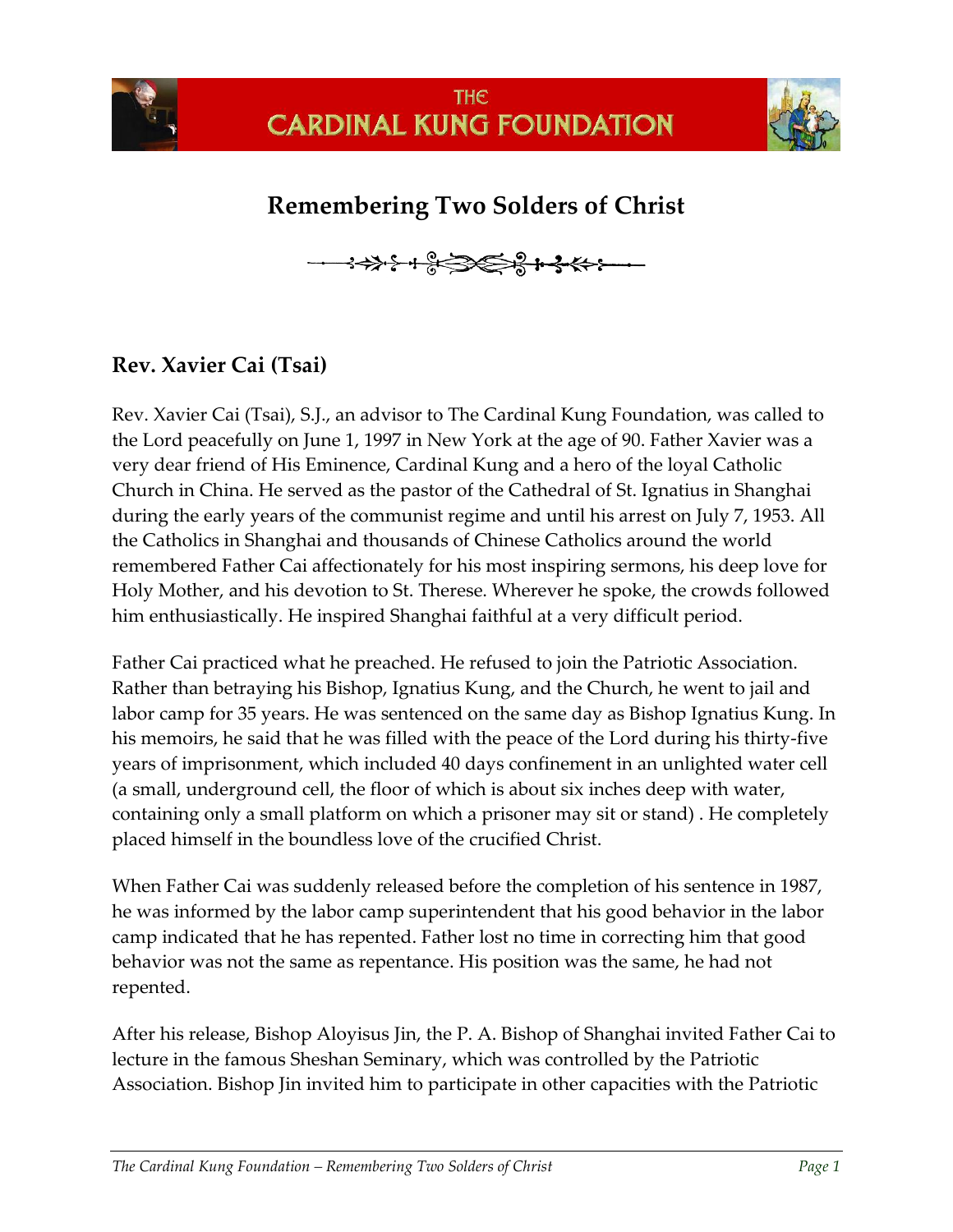THE CARDINAL KUNG FOUNDATION

# Remembering Two Solders of Christ

## Rev. Xavier Cai (Tsai)

Rev. Xavier Cai (Tsai), S.J., an advisor to The Cardinal Kung Foundation, was called to the Lord peacefully on June 1, 1997 in New York at the age of 90. Father Xavier was a very dear friend of His Eminence, Cardinal Kung and a hero of the loyal Catholic Church in China. He served as the pastor of the Cathedral of St. Ignatius in Shanghai during the early years of the communist regime and until his arrest on July 7, 1953. All the Catholics in Shanghai and thousands of Chinese Catholics around the world remembered Father Cai affectionately for his most inspiring sermons, his deep love for Holy Mother, and his devotion to St. Therese. Wherever he spoke, the crowds followed him enthusiastically. He inspired Shanghai faithful at a very difficult period.

Father Cai practiced what he preached. He refused to join the Patriotic Association. Rather than betraying his Bishop, Ignatius Kung, and the Church, he went to jail and labor camp for 35 years. He was sentenced on the same day as Bishop Ignatius Kung. In his memoirs, he said that he was filled with the peace of the Lord during his thirty-five years of imprisonment, which included 40 days confinement in an unlighted water cell (a small, underground cell, the floor of which is about six inches deep with water, containing only a small platform on which a prisoner may sit or stand) . He completely placed himself in the boundless love of the crucified Christ.

When Father Cai was suddenly released before the completion of his sentence in 1987, he was informed by the labor camp superintendent that his good behavior in the labor camp indicated that he has repented. Father lost no time in correcting him that good behavior was not the same as repentance. His position was the same, he had not repented.

After his release, Bishop Aloyisus Jin, the P. A. Bishop of Shanghai invited Father Cai to lecture in the famous Sheshan Seminary, which was controlled by the Patriotic Association. Bishop Jin invited him to participate in other capacities with the Patriotic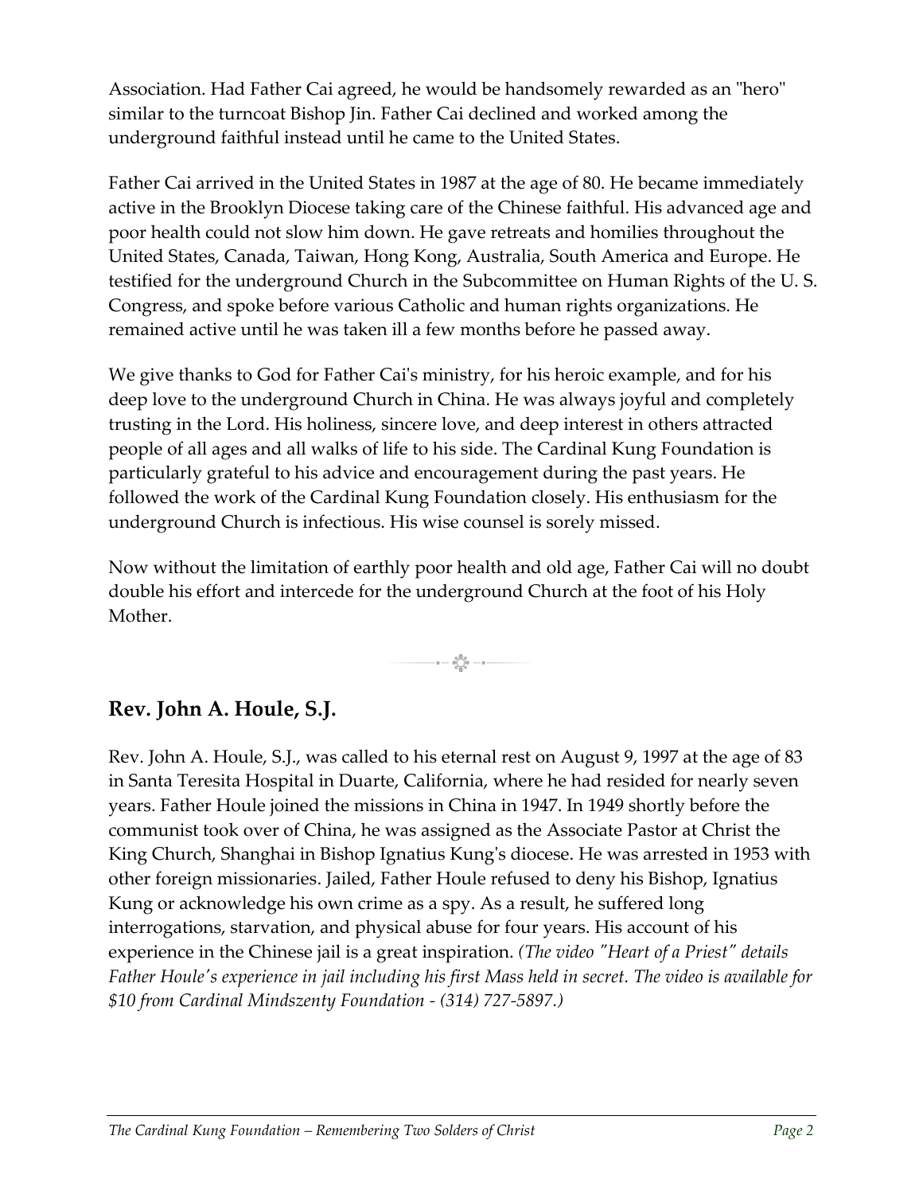Association. Had Father Cai agreed, he would be handsomely rewarded as an "hero" similar to the turncoat Bishop Jin. Father Cai declined and worked among the underground faithful instead until he came to the United States.

Father Cai arrived in the United States in 1987 at the age of 80. He became immediately active in the Brooklyn Diocese taking care of the Chinese faithful. His advanced age and poor health could not slow him down. He gave retreats and homilies throughout the United States, Canada, Taiwan, Hong Kong, Australia, South America and Europe. He testified for the underground Church in the Subcommittee on Human Rights of the U. S. Congress, and spoke before various Catholic and human rights organizations. He remained active until he was taken ill a few months before he passed away.

We give thanks to God for Father Cai's ministry, for his heroic example, and for his deep love to the underground Church in China. He was always joyful and completely trusting in the Lord. His holiness, sincere love, and deep interest in others attracted people of all ages and all walks of life to his side. The Cardinal Kung Foundation is particularly grateful to his advice and encouragement during the past years. He followed the work of the Cardinal Kung Foundation closely. His enthusiasm for the underground Church is infectious. His wise counsel is sorely missed.

Now without the limitation of earthly poor health and old age, Father Cai will no doubt double his effort and intercede for the underground Church at the foot of his Holy Mother.

## Rev. John A. Houle, S.J.

Rev. John A. Houle, S.J., was called to his eternal rest on August 9, 1997 at the age of 83 in Santa Teresita Hospital in Duarte, California, where he had resided for nearly seven years. Father Houle joined the missions in China in 1947. In 1949 shortly before the communist took over of China, he was assigned as the Associate Pastor at Christ the King Church, Shanghai in Bishop Ignatius Kung's diocese. He was arrested in 1953 with other foreign missionaries. Jailed, Father Houle refused to deny his Bishop, Ignatius Kung or acknowledge his own crime as a spy. As a result, he suffered long interrogations, starvation, and physical abuse for four years. His account of his experience in the Chinese jail is a great inspiration. *(The video "Heart of a Priest" details Father Houle's experience in jail including his first Mass held in secret. The video is available for $10 from Cardinal Mindszenty Foundation - (314) 727-5897.)*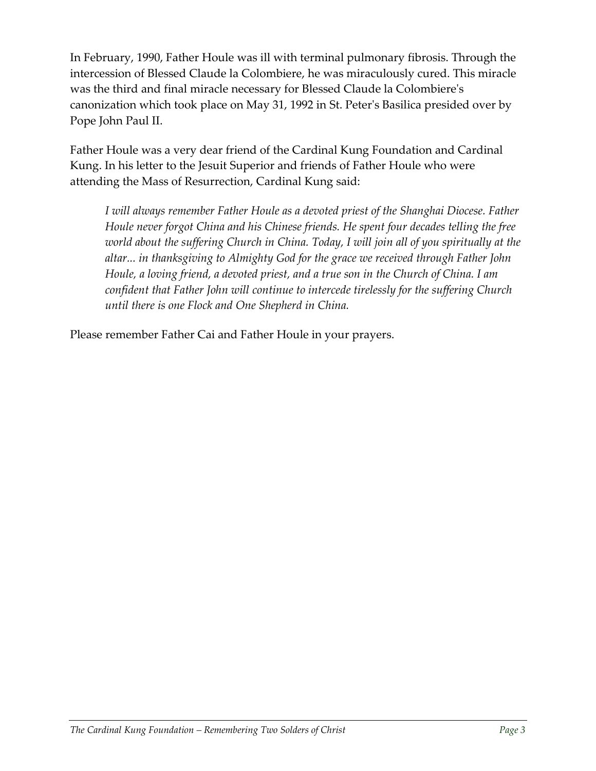In February, 1990, Father Houle was ill with terminal pulmonary fibrosis. Through the intercession of Blessed Claude la Colombiere, he was miraculously cured. This miracle was the third and final miracle necessary for Blessed Claude la Colombiere's canonization which took place on May 31, 1992 in St. Peter's Basilica presided over by Pope John Paul II.

Father Houle was a very dear friend of the Cardinal Kung Foundation and Cardinal Kung. In his letter to the Jesuit Superior and friends of Father Houle who were attending the Mass of Resurrection, Cardinal Kung said:

> *I will always remember Father Houle as a devoted priest of the Shanghai Diocese. Father Houle never forgot China and his Chinese friends. He spent four decades telling the free world about the suffering Church in China. Today, I will join all of you spiritually at the altar... in thanksgiving to Almighty God for the grace we received through Father John Houle, a loving friend, a devoted priest, and a true son in the Church of China. I am confident that Father John will continue to intercede tirelessly for the suffering Church until there is one Flock and One Shepherd in China.*

Please remember Father Cai and Father Houle in your prayers.